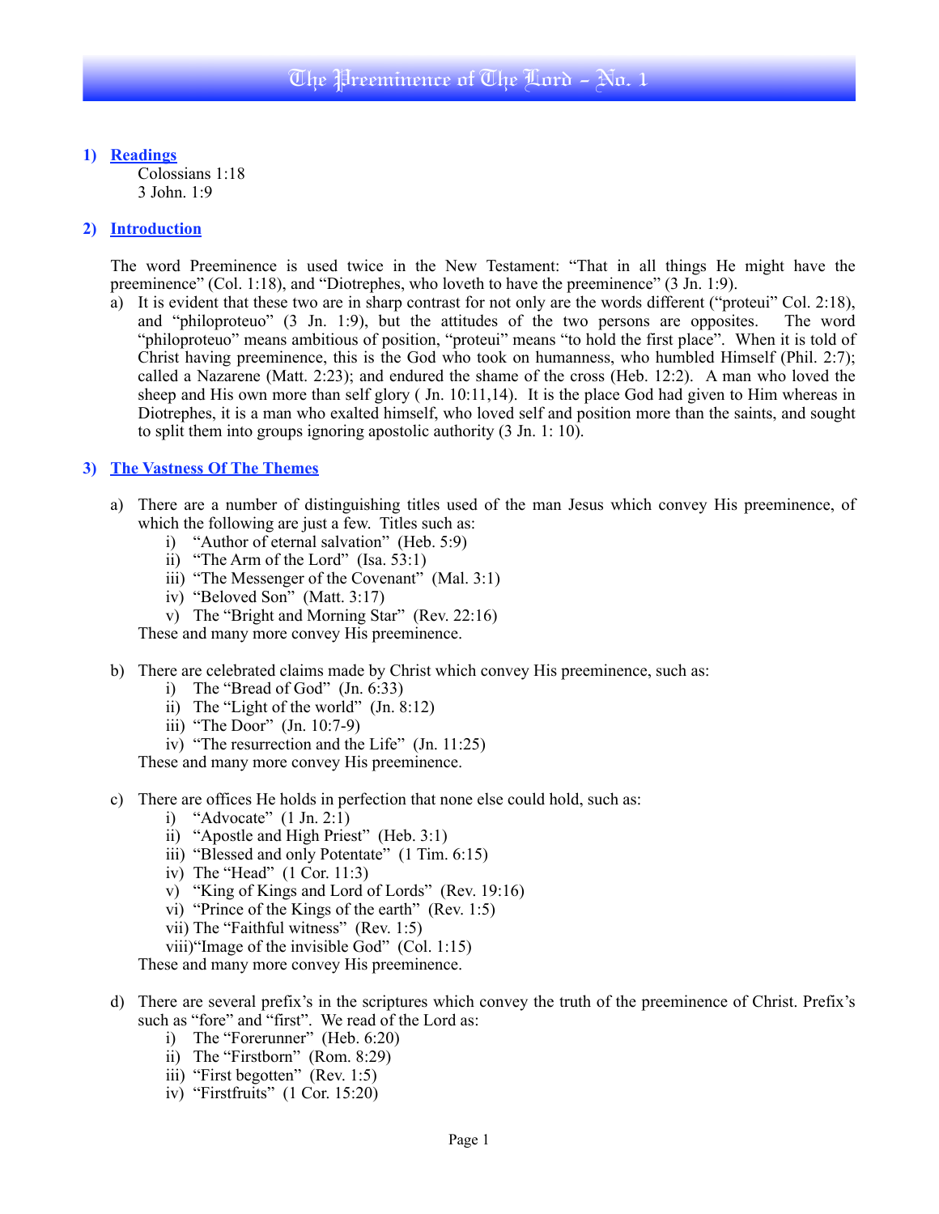# The Preeminence of The Lord - No. 1

## 1) Readings

Colossians 1:18
3 John. 1:9

## 2) Introduction

The word Preeminence is used twice in the New Testament: "That in all things He might have the preeminence" (Col. 1:18), and "Diotrephes, who loveth to have the preeminence" (3 Jn. 1:9).

a) It is evident that these two are in sharp contrast for not only are the words different ("proteui" Col. 2:18), and "philoproteuo" (3 Jn. 1:9), but the attitudes of the two persons are opposites. The word "philoproteuo" means ambitious of position, "proteui" means "to hold the first place". When it is told of Christ having preeminence, this is the God who took on humanness, who humbled Himself (Phil. 2:7); called a Nazarene (Matt. 2:23); and endured the shame of the cross (Heb. 12:2). A man who loved the sheep and His own more than self glory ( Jn. 10:11,14). It is the place God had given to Him whereas in Diotrephes, it is a man who exalted himself, who loved self and position more than the saints, and sought to split them into groups ignoring apostolic authority (3 Jn. 1: 10).

## 3) The Vastness Of The Themes

a) There are a number of distinguishing titles used of the man Jesus which convey His preeminence, of which the following are just a few. Titles such as:
   - i) "Author of eternal salvation" (Heb. 5:9)
   - ii) "The Arm of the Lord" (Isa. 53:1)
   - iii) "The Messenger of the Covenant" (Mal. 3:1)
   - iv) "Beloved Son" (Matt. 3:17)
   - v) The "Bright and Morning Star" (Rev. 22:16)

   These and many more convey His preeminence.

b) There are celebrated claims made by Christ which convey His preeminence, such as:
   - i) The "Bread of God" (Jn. 6:33)
   - ii) The "Light of the world" (Jn. 8:12)
   - iii) "The Door" (Jn. 10:7-9)
   - iv) "The resurrection and the Life" (Jn. 11:25)

   These and many more convey His preeminence.

c) There are offices He holds in perfection that none else could hold, such as:
   - i) "Advocate" (1 Jn. 2:1)
   - ii) "Apostle and High Priest" (Heb. 3:1)
   - iii) "Blessed and only Potentate" (1 Tim. 6:15)
   - iv) The "Head" (1 Cor. 11:3)
   - v) "King of Kings and Lord of Lords" (Rev. 19:16)
   - vi) "Prince of the Kings of the earth" (Rev. 1:5)
   - vii) The "Faithful witness" (Rev. 1:5)
   - viii) "Image of the invisible God" (Col. 1:15)

   These and many more convey His preeminence.

d) There are several prefix's in the scriptures which convey the truth of the preeminence of Christ. Prefix's such as "fore" and "first". We read of the Lord as:
   - i) The "Forerunner" (Heb. 6:20)
   - ii) The "Firstborn" (Rom. 8:29)
   - iii) "First begotten" (Rev. 1:5)
   - iv) "Firstfruits" (1 Cor. 15:20)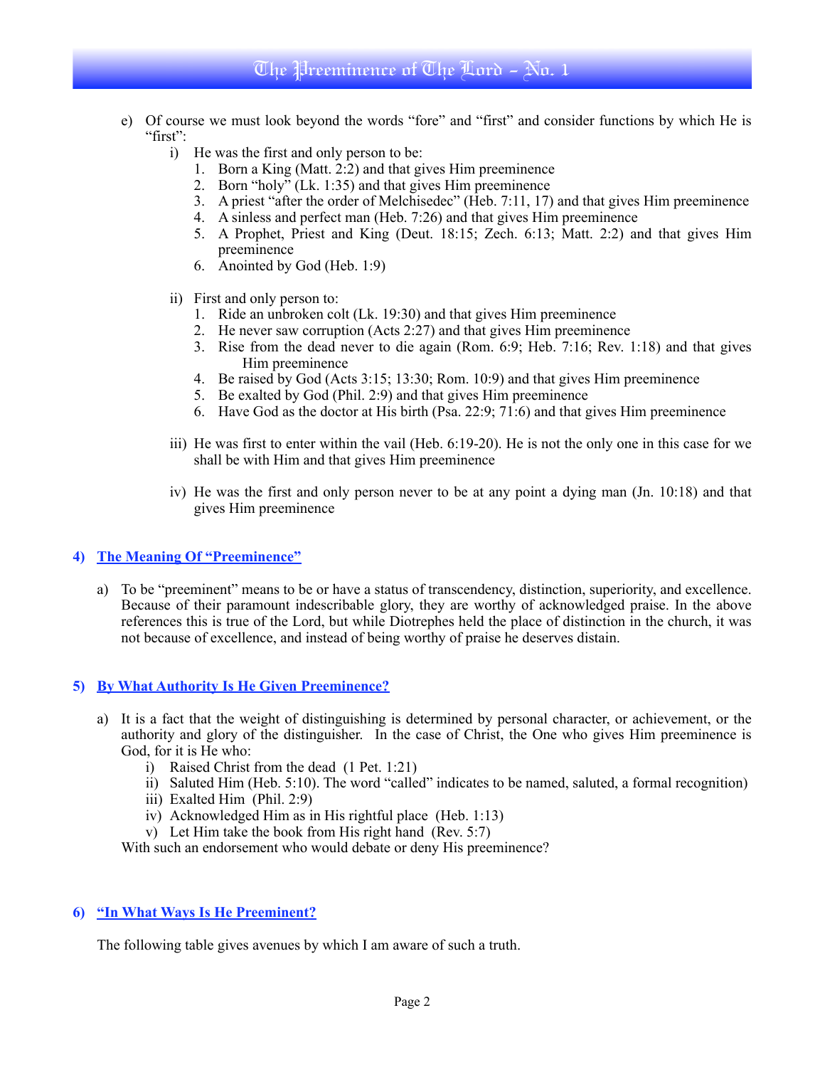e) Of course we must look beyond the words "fore" and "first" and consider functions by which He is "first":

   i) He was the first and only person to be:
      1. Born a King (Matt. 2:2) and that gives Him preeminence
      2. Born "holy" (Lk. 1:35) and that gives Him preeminence
      3. A priest "after the order of Melchisedec" (Heb. 7:11, 17) and that gives Him preeminence
      4. A sinless and perfect man (Heb. 7:26) and that gives Him preeminence
      5. A Prophet, Priest and King (Deut. 18:15; Zech. 6:13; Matt. 2:2) and that gives Him preeminence
      6. Anointed by God (Heb. 1:9)

   ii) First and only person to:
      1. Ride an unbroken colt (Lk. 19:30) and that gives Him preeminence
      2. He never saw corruption (Acts 2:27) and that gives Him preeminence
      3. Rise from the dead never to die again (Rom. 6:9; Heb. 7:16; Rev. 1:18) and that gives Him preeminence
      4. Be raised by God (Acts 3:15; 13:30; Rom. 10:9) and that gives Him preeminence
      5. Be exalted by God (Phil. 2:9) and that gives Him preeminence
      6. Have God as the doctor at His birth (Psa. 22:9; 71:6) and that gives Him preeminence

   iii) He was first to enter within the vail (Heb. 6:19-20). He is not the only one in this case for we shall be with Him and that gives Him preeminence

   iv) He was the first and only person never to be at any point a dying man (Jn. 10:18) and that gives Him preeminence

## 4) The Meaning Of "Preeminence"

a) To be "preeminent" means to be or have a status of transcendency, distinction, superiority, and excellence. Because of their paramount indescribable glory, they are worthy of acknowledged praise. In the above references this is true of the Lord, but while Diotrephes held the place of distinction in the church, it was not because of excellence, and instead of being worthy of praise he deserves distain.

## 5) By What Authority Is He Given Preeminence?

a) It is a fact that the weight of distinguishing is determined by personal character, or achievement, or the authority and glory of the distinguisher. In the case of Christ, the One who gives Him preeminence is God, for it is He who:
   i) Raised Christ from the dead (1 Pet. 1:21)
   ii) Saluted Him (Heb. 5:10). The word "called" indicates to be named, saluted, a formal recognition)
   iii) Exalted Him (Phil. 2:9)
   iv) Acknowledged Him as in His rightful place (Heb. 1:13)
   v) Let Him take the book from His right hand (Rev. 5:7)

   With such an endorsement who would debate or deny His preeminence?

## 6) "In What Ways Is He Preeminent?

The following table gives avenues by which I am aware of such a truth.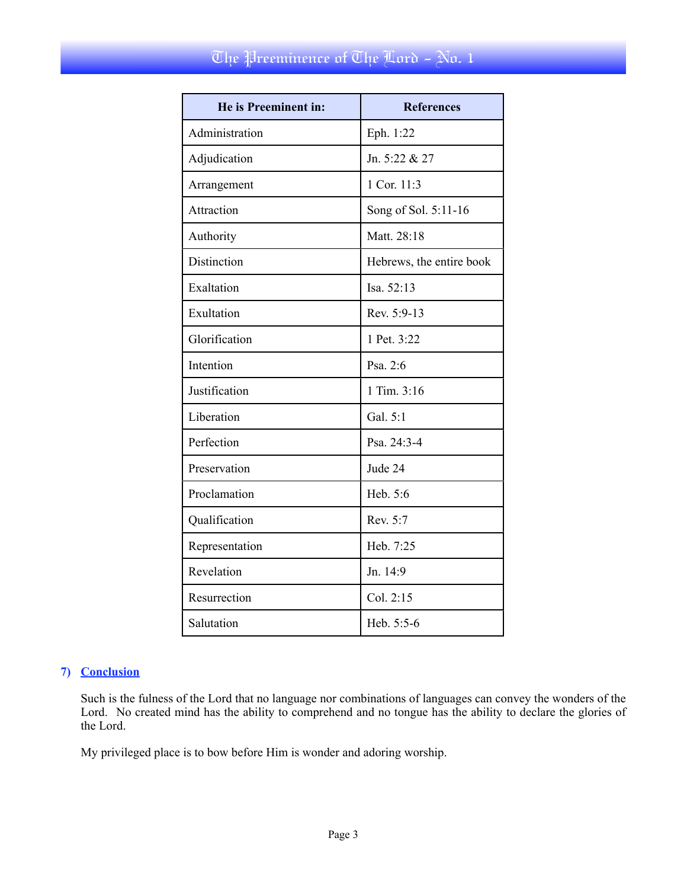| He is Preeminent in: | References |
|---|---|
| Administration | Eph. 1:22 |
| Adjudication | Jn. 5:22 & 27 |
| Arrangement | 1 Cor. 11:3 |
| Attraction | Song of Sol. 5:11-16 |
| Authority | Matt. 28:18 |
| Distinction | Hebrews, the entire book |
| Exaltation | Isa. 52:13 |
| Exultation | Rev. 5:9-13 |
| Glorification | 1 Pet. 3:22 |
| Intention | Psa. 2:6 |
| Justification | 1 Tim. 3:16 |
| Liberation | Gal. 5:1 |
| Perfection | Psa. 24:3-4 |
| Preservation | Jude 24 |
| Proclamation | Heb. 5:6 |
| Qualification | Rev. 5:7 |
| Representation | Heb. 7:25 |
| Revelation | Jn. 14:9 |
| Resurrection | Col. 2:15 |
| Salutation | Heb. 5:5-6 |

## 7) Conclusion

Such is the fulness of the Lord that no language nor combinations of languages can convey the wonders of the Lord. No created mind has the ability to comprehend and no tongue has the ability to declare the glories of the Lord.

My privileged place is to bow before Him is wonder and adoring worship.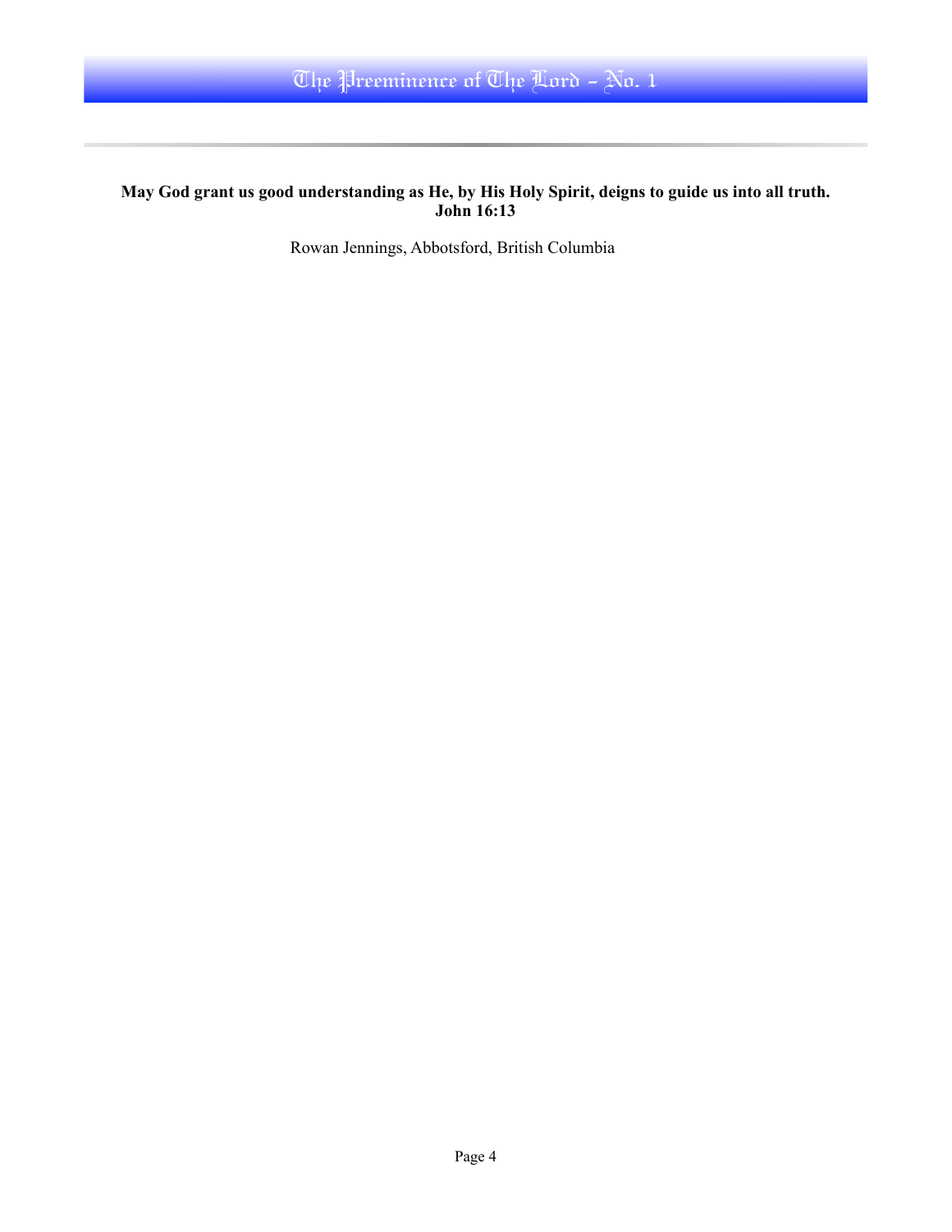**May God grant us good understanding as He, by His Holy Spirit, deigns to guide us into all truth. John 16:13**

Rowan Jennings, Abbotsford, British Columbia